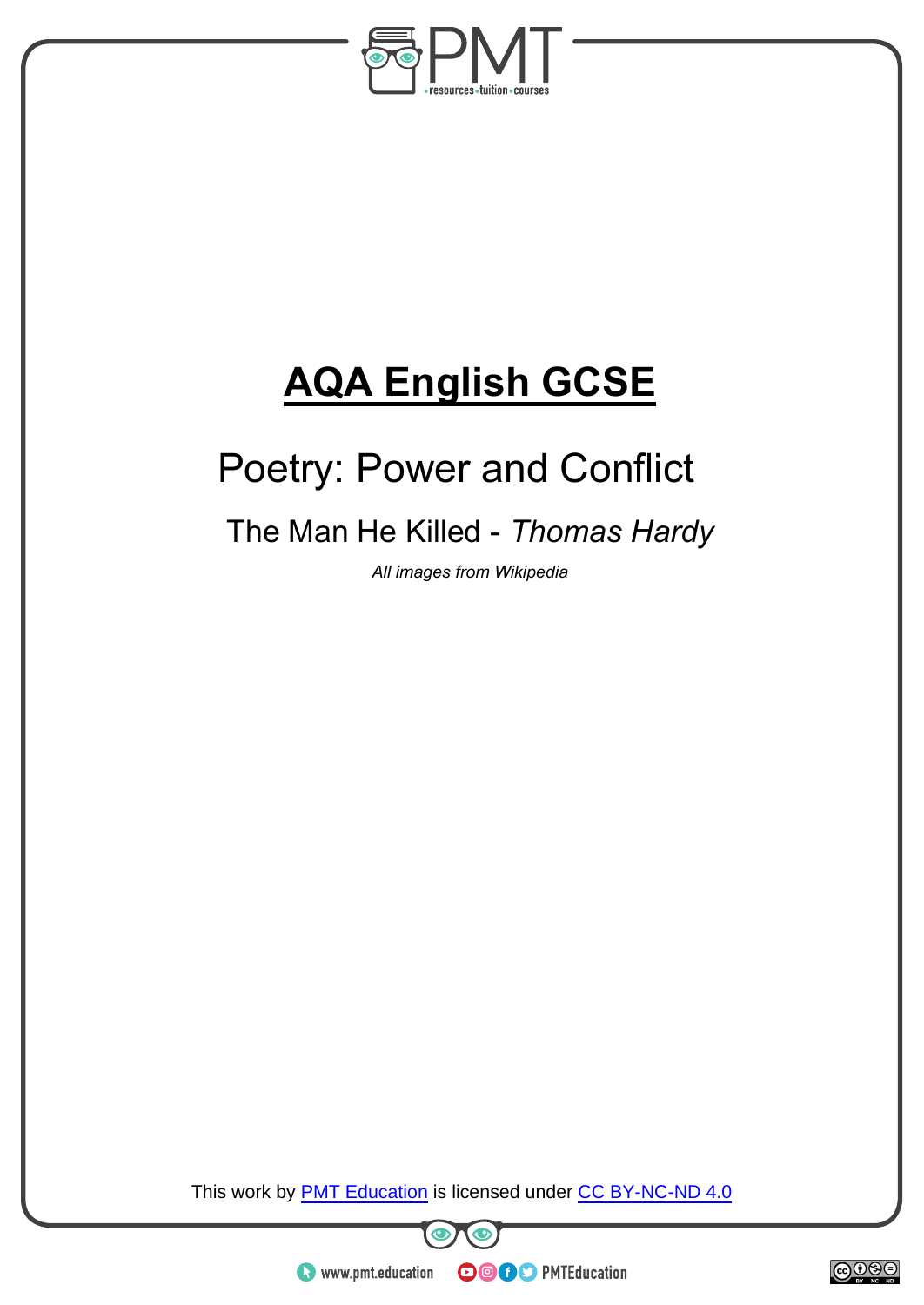# AQA English GCSE

## Poetry: Power and Conflict

### The Man He Killed - *Thomas Hardy*

*All images from Wikipedia*

This work by PMT Education is licensed under CC BY-NC-ND 4.0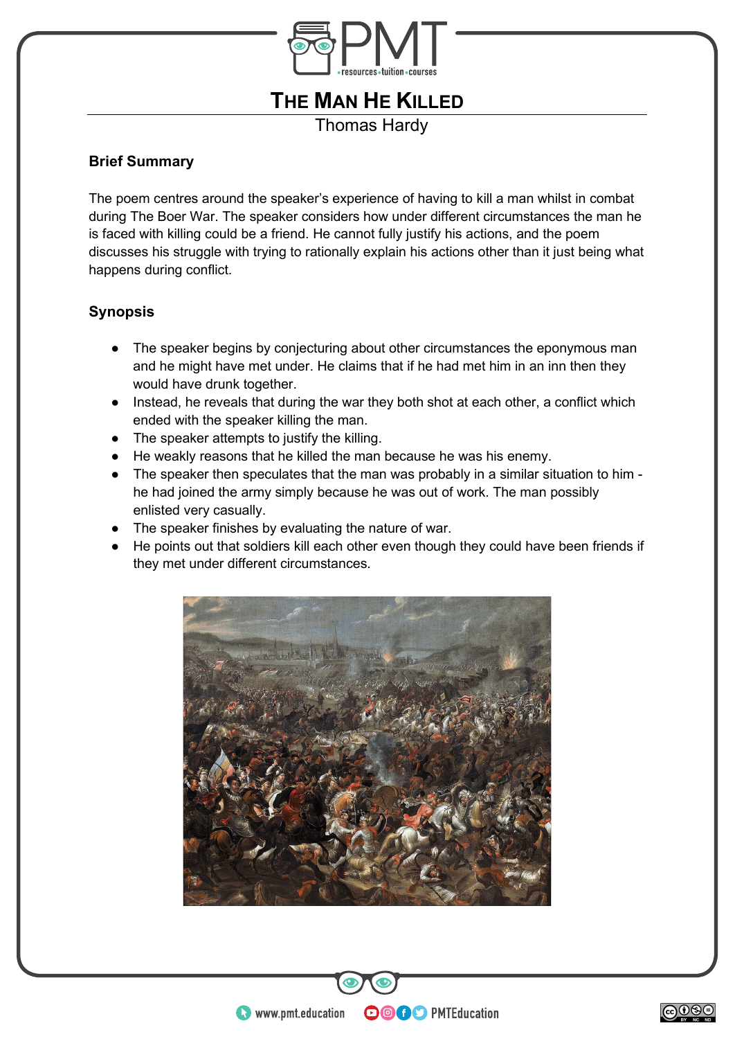# The Man He Killed

Thomas Hardy

### Brief Summary

The poem centres around the speaker's experience of having to kill a man whilst in combat during The Boer War. The speaker considers how under different circumstances the man he is faced with killing could be a friend. He cannot fully justify his actions, and the poem discusses his struggle with trying to rationally explain his actions other than it just being what happens during conflict.

### Synopsis

- The speaker begins by conjecturing about other circumstances the eponymous man and he might have met under. He claims that if he had met him in an inn then they would have drunk together.
- Instead, he reveals that during the war they both shot at each other, a conflict which ended with the speaker killing the man.
- The speaker attempts to justify the killing.
- He weakly reasons that he killed the man because he was his enemy.
- The speaker then speculates that the man was probably in a similar situation to him - he had joined the army simply because he was out of work. The man possibly enlisted very casually.
- The speaker finishes by evaluating the nature of war.
- He points out that soldiers kill each other even though they could have been friends if they met under different circumstances.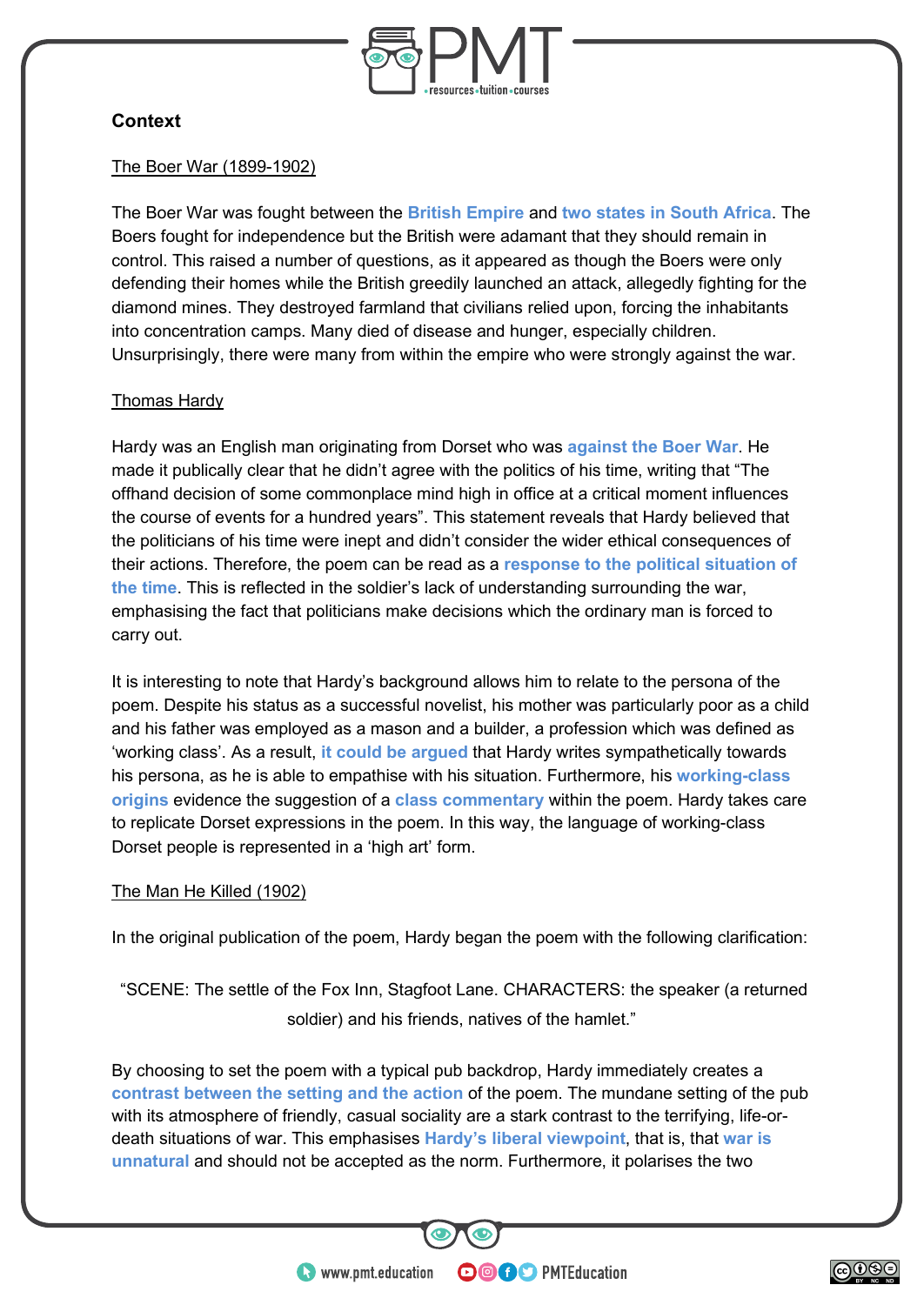**Context**

The Boer War (1899-1902)

The Boer War was fought between the **British Empire** and **two states in South Africa**. The Boers fought for independence but the British were adamant that they should remain in control. This raised a number of questions, as it appeared as though the Boers were only defending their homes while the British greedily launched an attack, allegedly fighting for the diamond mines. They destroyed farmland that civilians relied upon, forcing the inhabitants into concentration camps. Many died of disease and hunger, especially children. Unsurprisingly, there were many from within the empire who were strongly against the war.

Thomas Hardy

Hardy was an English man originating from Dorset who was **against the Boer War**. He made it publically clear that he didn't agree with the politics of his time, writing that "The offhand decision of some commonplace mind high in office at a critical moment influences the course of events for a hundred years". This statement reveals that Hardy believed that the politicians of his time were inept and didn't consider the wider ethical consequences of their actions. Therefore, the poem can be read as a **response to the political situation of the time**. This is reflected in the soldier's lack of understanding surrounding the war, emphasising the fact that politicians make decisions which the ordinary man is forced to carry out.

It is interesting to note that Hardy's background allows him to relate to the persona of the poem. Despite his status as a successful novelist, his mother was particularly poor as a child and his father was employed as a mason and a builder, a profession which was defined as 'working class'. As a result, **it could be argued** that Hardy writes sympathetically towards his persona, as he is able to empathise with his situation. Furthermore, his **working-class origins** evidence the suggestion of a **class commentary** within the poem. Hardy takes care to replicate Dorset expressions in the poem. In this way, the language of working-class Dorset people is represented in a 'high art' form.

The Man He Killed (1902)

In the original publication of the poem, Hardy began the poem with the following clarification:

> "SCENE: The settle of the Fox Inn, Stagfoot Lane. CHARACTERS: the speaker (a returned soldier) and his friends, natives of the hamlet."

By choosing to set the poem with a typical pub backdrop, Hardy immediately creates a **contrast between the setting and the action** of the poem. The mundane setting of the pub with its atmosphere of friendly, casual sociality are a stark contrast to the terrifying, life-or-death situations of war. This emphasises **Hardy's liberal viewpoint**, that is, that **war is unnatural** and should not be accepted as the norm. Furthermore, it polarises the two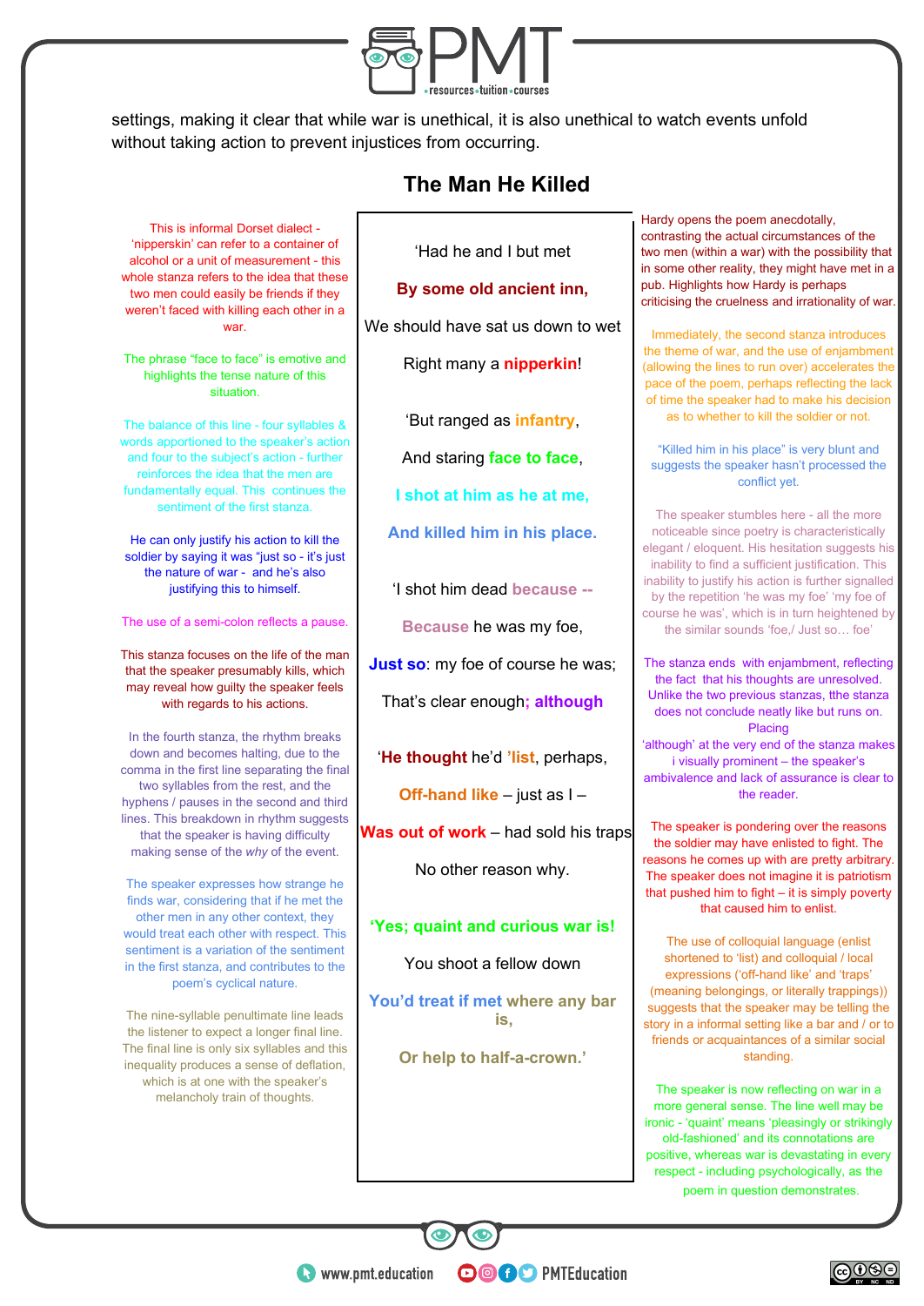settings, making it clear that while war is unethical, it is also unethical to watch events unfold without taking action to prevent injustices from occurring.

## The Man He Killed

'Had he and I but met

**By some old ancient inn,**

We should have sat us down to wet

Right many a **nipperkin**!

'But ranged as **infantry**,

And staring **face to face**,

**I shot at him as he at me,**

**And killed him in his place.**

'I shot him dead **because --**

**Because** he was my foe,

**Just so**: my foe of course he was;

That's clear enough**; although**

'**He thought** he'd **'list**, perhaps,

**Off-hand like** – just as I –

**Was out of work** – had sold his traps

No other reason why.

**'Yes; quaint and curious war is!**

You shoot a fellow down

**You'd treat if met where any bar is,**

**Or help to half-a-crown.'**

---

Hardy opens the poem anecdotally, contrasting the actual circumstances of the two men (within a war) with the possibility that in some other reality, they might have met in a pub. Highlights how Hardy is perhaps criticising the cruelness and irrationality of war.

This is informal Dorset dialect - 'nipperskin' can refer to a container of alcohol or a unit of measurement - this whole stanza refers to the idea that these two men could easily be friends if they weren't faced with killing each other in a war.

Immediately, the second stanza introduces the theme of war, and the use of enjambment (allowing the lines to run over) accelerates the pace of the poem, perhaps reflecting the lack of time the speaker had to make his decision as to whether to kill the soldier or not.

The phrase "face to face" is emotive and highlights the tense nature of this situation.

The balance of this line - four syllables & words apportioned to the speaker's action and four to the subject's action - further reinforces the idea that the men are fundamentally equal. This continues the sentiment of the first stanza.

"Killed him in his place" is very blunt and suggests the speaker hasn't processed the conflict yet.

The speaker stumbles here - all the more noticeable since poetry is characteristically elegant / eloquent. His hesitation suggests his inability to find a sufficient justification. This inability to justify his action is further signalled by the repetition 'he was my foe' 'my foe of course he was', which is in turn heightened by the similar sounds 'foe,/ Just so… foe'

He can only justify his action to kill the soldier by saying it was "just so - it's just the nature of war - and he's also justifying this to himself.

The use of a semi-colon reflects a pause.

The stanza ends with enjambment, reflecting the fact that his thoughts are unresolved. Unlike the two previous stanzas, tthe stanza does not conclude neatly like but runs on. Placing 'although' at the very end of the stanza makes i visually prominent – the speaker's ambivalence and lack of assurance is clear to the reader.

This stanza focuses on the life of the man that the speaker presumably kills, which may reveal how guilty the speaker feels with regards to his actions.

The speaker is pondering over the reasons the soldier may have enlisted to fight. The reasons he comes up with are pretty arbitrary. The speaker does not imagine it is patriotism that pushed him to fight – it is simply poverty that caused him to enlist.

In the fourth stanza, the rhythm breaks down and becomes halting, due to the comma in the first line separating the final two syllables from the rest, and the hyphens / pauses in the second and third lines. This breakdown in rhythm suggests that the speaker is having difficulty making sense of the *why* of the event.

The use of colloquial language (enlist shortened to 'list) and colloquial / local expressions ('off-hand like' and 'traps' (meaning belongings, or literally trappings)) suggests that the speaker may be telling the story in a informal setting like a bar and / or to friends or acquaintances of a similar social standing.

The speaker expresses how strange he finds war, considering that if he met the other men in any other context, they would treat each other with respect. This sentiment is a variation of the sentiment in the first stanza, and contributes to the poem's cyclical nature.

The speaker is now reflecting on war in a more general sense. The line well may be ironic - 'quaint' means 'pleasingly or strikingly old-fashioned' and its connotations are positive, whereas war is devastating in every respect - including psychologically, as the poem in question demonstrates.

The nine-syllable penultimate line leads the listener to expect a longer final line. The final line is only six syllables and this inequality produces a sense of deflation, which is at one with the speaker's melancholy train of thoughts.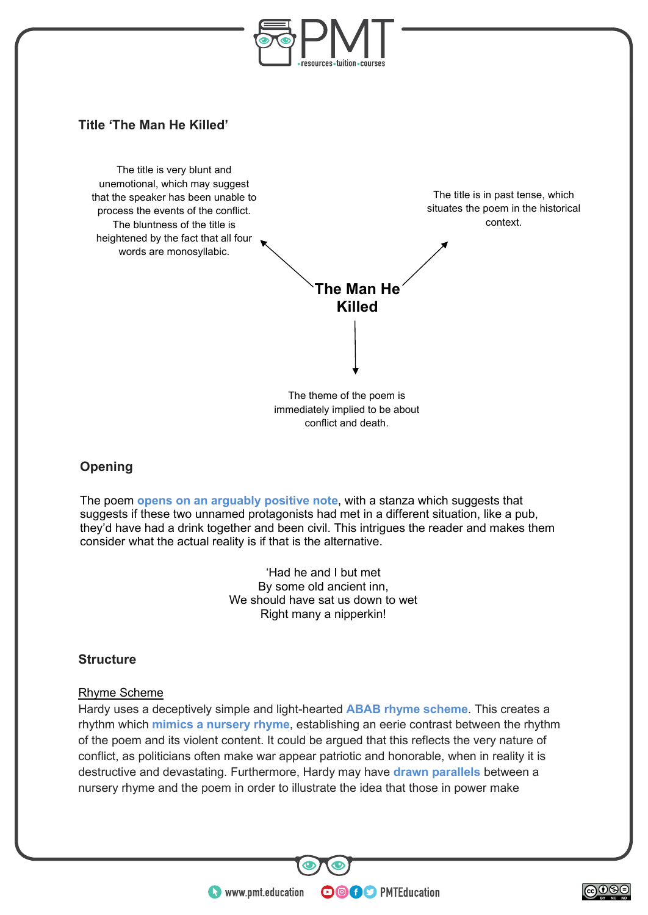## Title 'The Man He Killed'

**The Man He Killed**

The title is very blunt and unemotional, which may suggest that the speaker has been unable to process the events of the conflict. The bluntness of the title is heightened by the fact that all four words are monosyllabic.

The title is in past tense, which situates the poem in the historical context.

The theme of the poem is immediately implied to be about conflict and death.

## Opening

The poem **opens on an arguably positive note**, with a stanza which suggests that suggests if these two unnamed protagonists had met in a different situation, like a pub, they'd have had a drink together and been civil. This intrigues the reader and makes them consider what the actual reality is if that is the alternative.

'Had he and I but met  
By some old ancient inn,  
We should have sat us down to wet  
Right many a nipperkin!

## Structure

Rhyme Scheme

Hardy uses a deceptively simple and light-hearted **ABAB rhyme scheme**. This creates a rhythm which **mimics a nursery rhyme**, establishing an eerie contrast between the rhythm of the poem and its violent content. It could be argued that this reflects the very nature of conflict, as politicians often make war appear patriotic and honorable, when in reality it is destructive and devastating. Furthermore, Hardy may have **drawn parallels** between a nursery rhyme and the poem in order to illustrate the idea that those in power make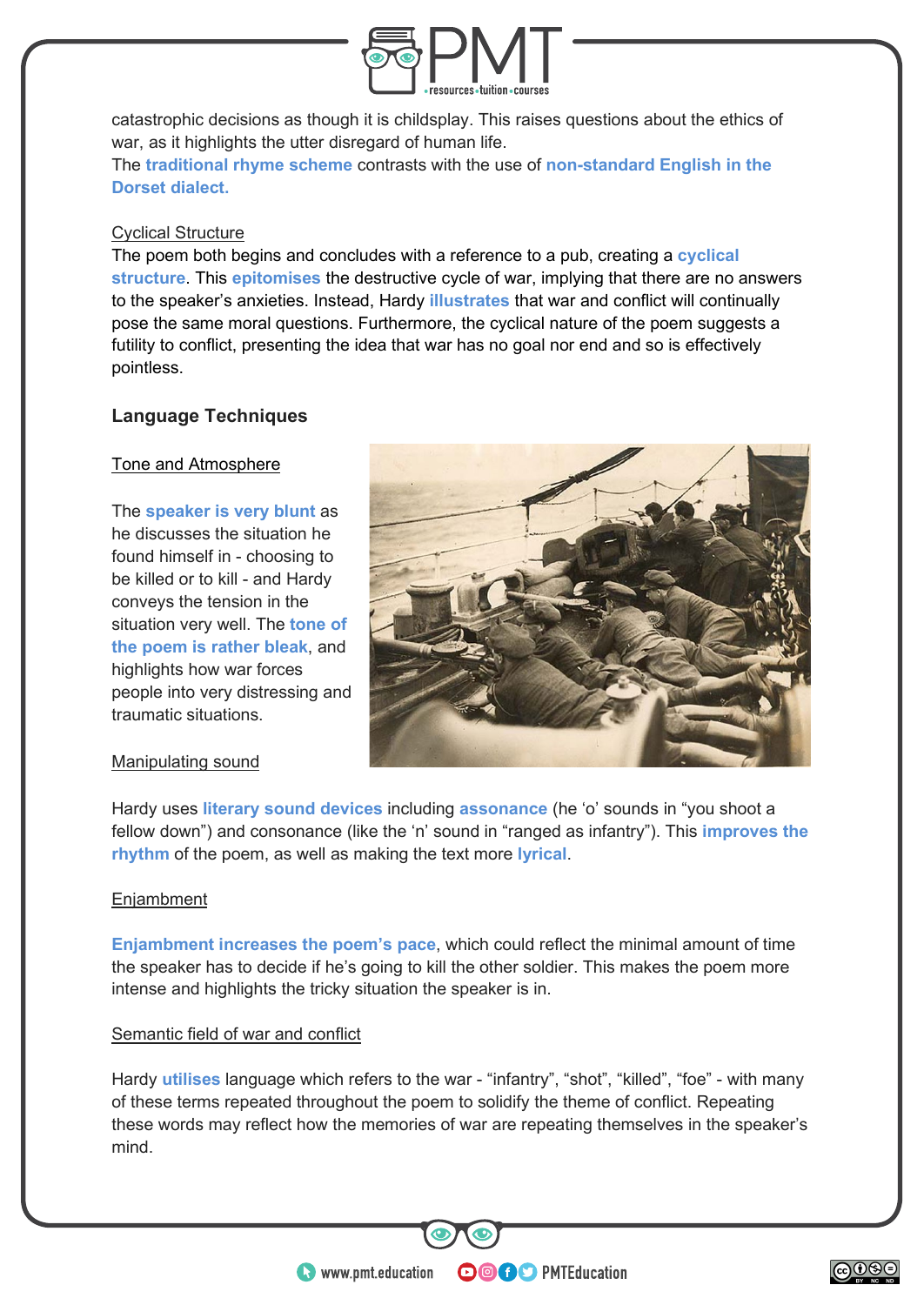catastrophic decisions as though it is childsplay. This raises questions about the ethics of war, as it highlights the utter disregard of human life.

The **traditional rhyme scheme** contrasts with the use of **non-standard English in the Dorset dialect.**

Cyclical Structure

The poem both begins and concludes with a reference to a pub, creating a **cyclical structure**. This **epitomises** the destructive cycle of war, implying that there are no answers to the speaker's anxieties. Instead, Hardy **illustrates** that war and conflict will continually pose the same moral questions. Furthermore, the cyclical nature of the poem suggests a futility to conflict, presenting the idea that war has no goal nor end and so is effectively pointless.

## Language Techniques

Tone and Atmosphere

The **speaker is very blunt** as he discusses the situation he found himself in - choosing to be killed or to kill - and Hardy conveys the tension in the situation very well. The **tone of the poem is rather bleak**, and highlights how war forces people into very distressing and traumatic situations.

Manipulating sound

Hardy uses **literary sound devices** including **assonance** (he 'o' sounds in "you shoot a fellow down") and consonance (like the 'n' sound in "ranged as infantry"). This **improves the rhythm** of the poem, as well as making the text more **lyrical**.

Enjambment

**Enjambment increases the poem's pace**, which could reflect the minimal amount of time the speaker has to decide if he's going to kill the other soldier. This makes the poem more intense and highlights the tricky situation the speaker is in.

Semantic field of war and conflict

Hardy **utilises** language which refers to the war - "infantry", "shot", "killed", "foe" - with many of these terms repeated throughout the poem to solidify the theme of conflict. Repeating these words may reflect how the memories of war are repeating themselves in the speaker's mind.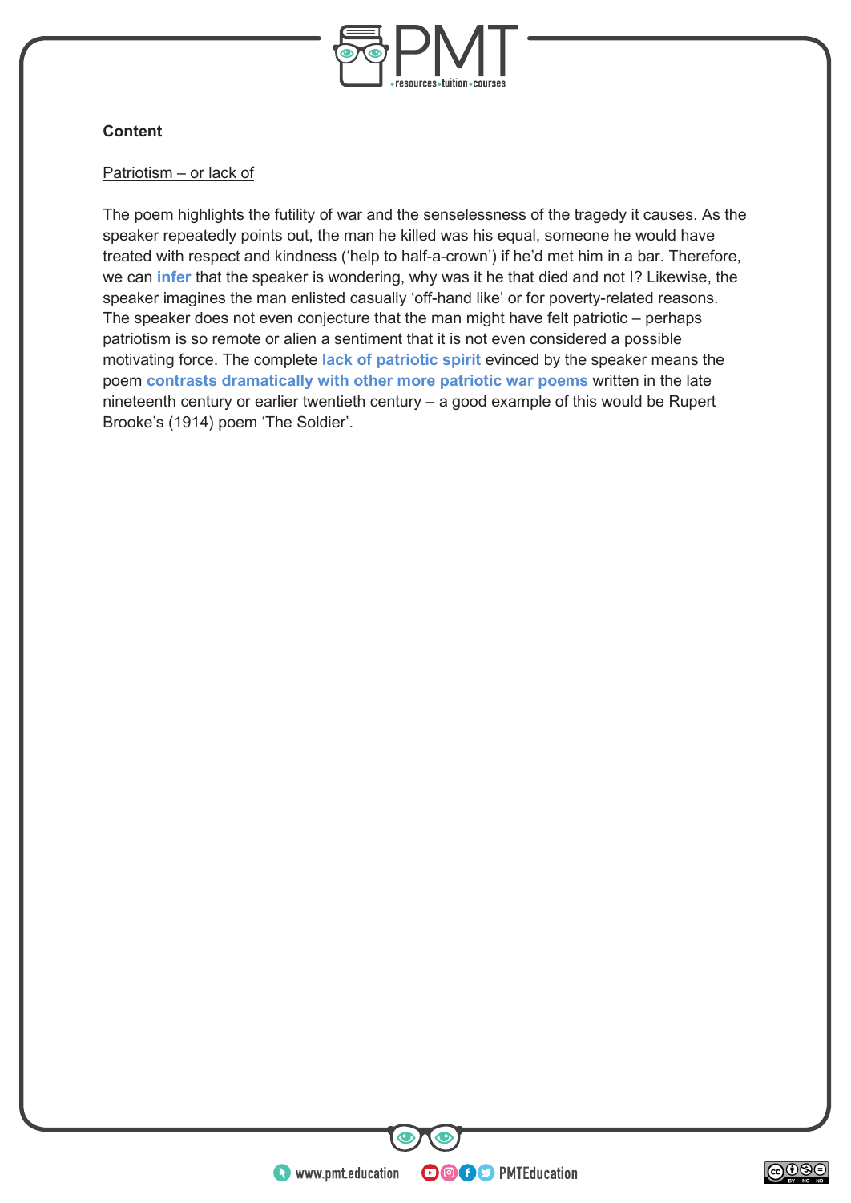**Content**

Patriotism – or lack of

The poem highlights the futility of war and the senselessness of the tragedy it causes. As the speaker repeatedly points out, the man he killed was his equal, someone he would have treated with respect and kindness (‘help to half-a-crown’) if he’d met him in a bar. Therefore, we can **infer** that the speaker is wondering, why was it he that died and not I? Likewise, the speaker imagines the man enlisted casually ‘off-hand like’ or for poverty-related reasons. The speaker does not even conjecture that the man might have felt patriotic – perhaps patriotism is so remote or alien a sentiment that it is not even considered a possible motivating force. The complete **lack of patriotic spirit** evinced by the speaker means the poem **contrasts dramatically with other more patriotic war poems** written in the late nineteenth century or earlier twentieth century – a good example of this would be Rupert Brooke’s (1914) poem ‘The Soldier’.